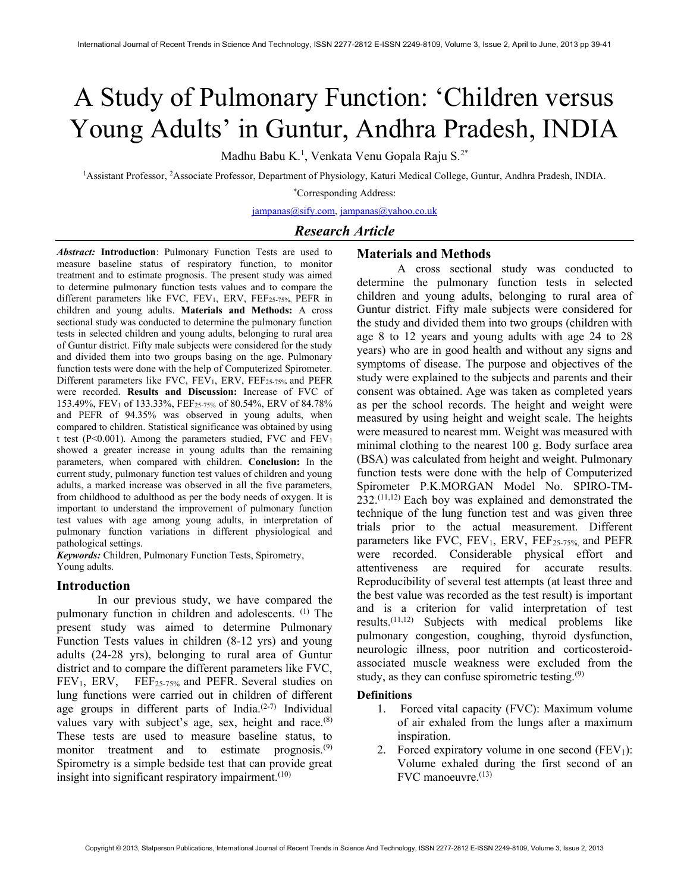# A Study of Pulmonary Function: 'Children versus Young Adults' in Guntur, Andhra Pradesh, INDIA

Madhu Babu K.[1], Venkata Venu Gopala Raju S.[2*]

[1]Assistant Professor, [2]Associate Professor, Department of Physiology, Katuri Medical College, Guntur, Andhra Pradesh, INDIA.

[*]Corresponding Address:

jampanas@sify.com, jampanas@yahoo.co.uk

## *Research Article*

***Abstract:*** **Introduction**: Pulmonary Function Tests are used to measure baseline status of respiratory function, to monitor treatment and to estimate prognosis. The present study was aimed to determine pulmonary function tests values and to compare the different parameters like FVC, $FEV_1$, ERV, $FEF_{25-75\%}$, PEFR in children and young adults. **Materials and Methods:** A cross sectional study was conducted to determine the pulmonary function tests in selected children and young adults, belonging to rural area of Guntur district. Fifty male subjects were considered for the study and divided them into two groups basing on the age. Pulmonary function tests were done with the help of Computerized Spirometer. Different parameters like FVC, $FEV_1$, ERV, $FEF_{25-75\%}$ and PEFR were recorded. **Results and Discussion:** Increase of FVC of 153.49%, $FEV_1$ of 133.33%, $FEF_{25-75\%}$ of 80.54%, ERV of 84.78% and PEFR of 94.35% was observed in young adults, when compared to children. Statistical significance was obtained by using t test ($P<0.001$). Among the parameters studied, FVC and $FEV_1$ showed a greater increase in young adults than the remaining parameters, when compared with children. **Conclusion:** In the current study, pulmonary function test values of children and young adults, a marked increase was observed in all the five parameters, from childhood to adulthood as per the body needs of oxygen. It is important to understand the improvement of pulmonary function test values with age among young adults, in interpretation of pulmonary function variations in different physiological and pathological settings.

***Keywords:*** Children, Pulmonary Function Tests, Spirometry, Young adults.

## Introduction

In our previous study, we have compared the pulmonary function in children and adolescents. [1] The present study was aimed to determine Pulmonary Function Tests values in children (8-12 yrs) and young adults (24-28 yrs), belonging to rural area of Guntur district and to compare the different parameters like FVC, $FEV_1$, ERV, $FEF_{25-75\%}$ and PEFR. Several studies on lung functions were carried out in children of different age groups in different parts of India.[2-7] Individual values vary with subject's age, sex, height and race.[8] These tests are used to measure baseline status, to monitor treatment and to estimate prognosis.[9] Spirometry is a simple bedside test that can provide great insight into significant respiratory impairment.[10]

## Materials and Methods

A cross sectional study was conducted to determine the pulmonary function tests in selected children and young adults, belonging to rural area of Guntur district. Fifty male subjects were considered for the study and divided them into two groups (children with age 8 to 12 years and young adults with age 24 to 28 years) who are in good health and without any signs and symptoms of disease. The purpose and objectives of the study were explained to the subjects and parents and their consent was obtained. Age was taken as completed years as per the school records. The height and weight were measured by using height and weight scale. The heights were measured to nearest mm. Weight was measured with minimal clothing to the nearest 100 g. Body surface area (BSA) was calculated from height and weight. Pulmonary function tests were done with the help of Computerized Spirometer P.K.MORGAN Model No. SPIRO-TM-232.[11,12] Each boy was explained and demonstrated the technique of the lung function test and was given three trials prior to the actual measurement. Different parameters like FVC, $FEV_1$, ERV, $FEF_{25-75\%}$, and PEFR were recorded. Considerable physical effort and attentiveness are required for accurate results. Reproducibility of several test attempts (at least three and the best value was recorded as the test result) is important and is a criterion for valid interpretation of test results.[11,12] Subjects with medical problems like pulmonary congestion, coughing, thyroid dysfunction, neurologic illness, poor nutrition and corticosteroid-associated muscle weakness were excluded from the study, as they can confuse spirometric testing.[9]

### Definitions

1. Forced vital capacity (FVC): Maximum volume of air exhaled from the lungs after a maximum inspiration.
2. Forced expiratory volume in one second ($FEV_1$): Volume exhaled during the first second of an FVC manoeuvre.[13]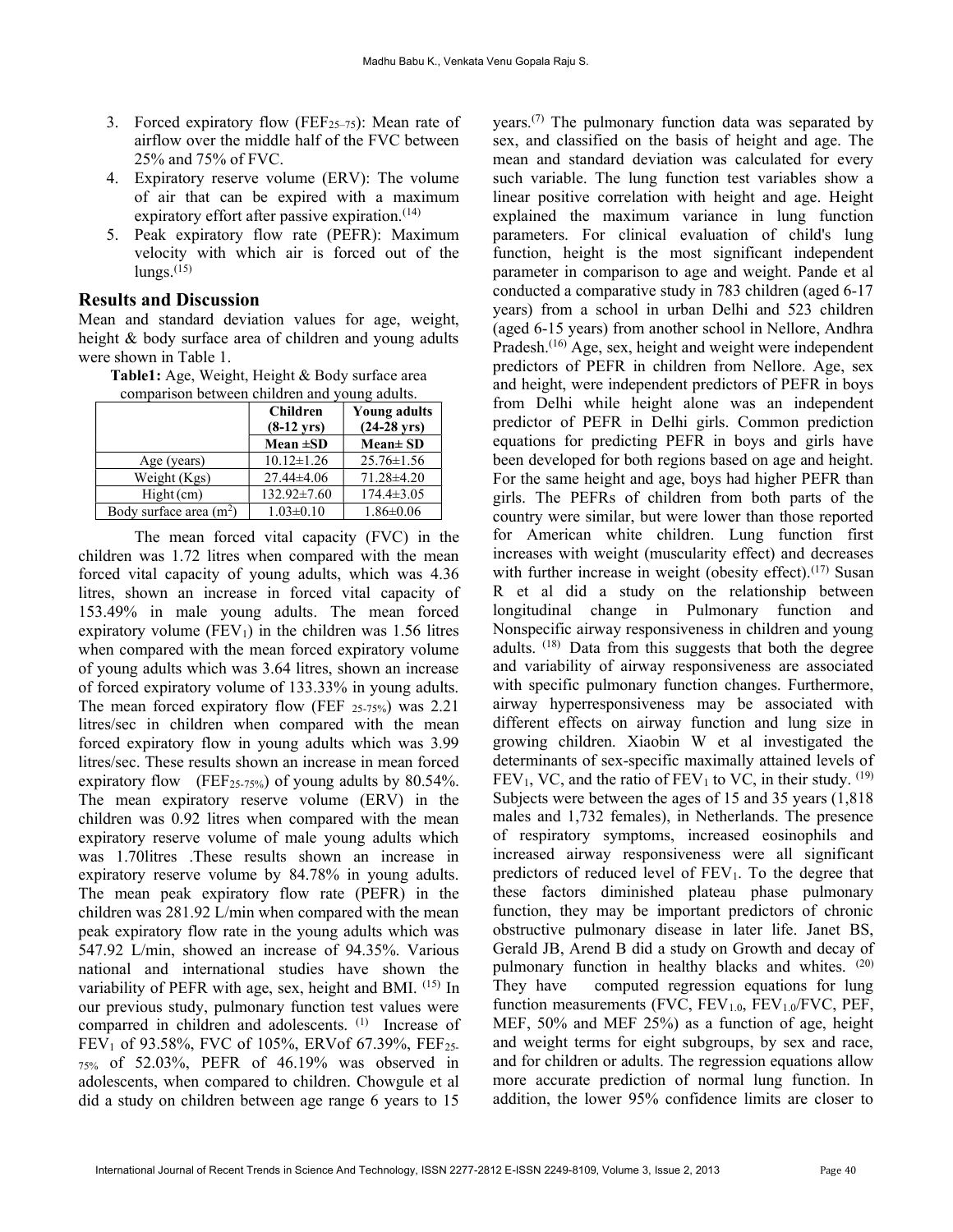3. Forced expiratory flow ($FEF_{25–75}$): Mean rate of airflow over the middle half of the FVC between 25% and 75% of FVC.
4. Expiratory reserve volume (ERV): The volume of air that can be expired with a maximum expiratory effort after passive expiration.[14]
5. Peak expiratory flow rate (PEFR): Maximum velocity with which air is forced out of the lungs.[15]

## Results and Discussion

Mean and standard deviation values for age, weight, height & body surface area of children and young adults were shown in Table 1.

**Table1:** Age, Weight, Height & Body surface area comparison between children and young adults.

| | Children (8-12 yrs) | Young adults (24-28 yrs) |
|---|---|---|
| | **Mean ±SD** | **Mean± SD** |
| Age (years) | 10.12±1.26 | 25.76±1.56 |
| Weight (Kgs) | 27.44±4.06 | 71.28±4.20 |
| Hight (cm) | 132.92±7.60 | 174.4±3.05 |
| Body surface area ($m^2$) | 1.03±0.10 | 1.86±0.06 |

The mean forced vital capacity (FVC) in the children was 1.72 litres when compared with the mean forced vital capacity of young adults, which was 4.36 litres, shown an increase in forced vital capacity of 153.49% in male young adults. The mean forced expiratory volume ($FEV_1$) in the children was 1.56 litres when compared with the mean forced expiratory volume of young adults which was 3.64 litres, shown an increase of forced expiratory volume of 133.33% in young adults. The mean forced expiratory flow ($FEF_{25-75\%}$) was 2.21 litres/sec in children when compared with the mean forced expiratory flow in young adults which was 3.99 litres/sec. These results shown an increase in mean forced expiratory flow ($FEF_{25-75\%}$) of young adults by 80.54%. The mean expiratory reserve volume (ERV) in the children was 0.92 litres when compared with the mean expiratory reserve volume of male young adults which was 1.70litres .These results shown an increase in expiratory reserve volume by 84.78% in young adults. The mean peak expiratory flow rate (PEFR) in the children was 281.92 L/min when compared with the mean peak expiratory flow rate in the young adults which was 547.92 L/min, showed an increase of 94.35%. Various national and international studies have shown the variability of PEFR with age, sex, height and BMI. [15] In our previous study, pulmonary function test values were comparred in children and adolescents. [1] Increase of $FEV_1$ of 93.58%, FVC of 105%, ERVof 67.39%, $FEF_{25-75\%}$ of 52.03%, PEFR of 46.19% was observed in adolescents, when compared to children. Chowgule et al did a study on children between age range 6 years to 15 years.[7] The pulmonary function data was separated by sex, and classified on the basis of height and age. The mean and standard deviation was calculated for every such variable. The lung function test variables show a linear positive correlation with height and age. Height explained the maximum variance in lung function parameters. For clinical evaluation of child's lung function, height is the most significant independent parameter in comparison to age and weight. Pande et al conducted a comparative study in 783 children (aged 6-17 years) from a school in urban Delhi and 523 children (aged 6-15 years) from another school in Nellore, Andhra Pradesh.[16] Age, sex, height and weight were independent predictors of PEFR in children from Nellore. Age, sex and height, were independent predictors of PEFR in boys from Delhi while height alone was an independent predictor of PEFR in Delhi girls. Common prediction equations for predicting PEFR in boys and girls have been developed for both regions based on age and height. For the same height and age, boys had higher PEFR than girls. The PEFRs of children from both parts of the country were similar, but were lower than those reported for American white children. Lung function first increases with weight (muscularity effect) and decreases with further increase in weight (obesity effect).[17] Susan R et al did a study on the relationship between longitudinal change in Pulmonary function and Nonspecific airway responsiveness in children and young adults. [18] Data from this suggests that both the degree and variability of airway responsiveness are associated with specific pulmonary function changes. Furthermore, airway hyperresponsiveness may be associated with different effects on airway function and lung size in growing children. Xiaobin W et al investigated the determinants of sex-specific maximally attained levels of $FEV_1$, VC, and the ratio of $FEV_1$ to VC, in their study. [19] Subjects were between the ages of 15 and 35 years (1,818 males and 1,732 females), in Netherlands. The presence of respiratory symptoms, increased eosinophils and increased airway responsiveness were all significant predictors of reduced level of $FEV_1$. To the degree that these factors diminished plateau phase pulmonary function, they may be important predictors of chronic obstructive pulmonary disease in later life. Janet BS, Gerald JB, Arend B did a study on Growth and decay of pulmonary function in healthy blacks and whites. [20] They have computed regression equations for lung function measurements (FVC, $FEV_{1.0}$, $FEV_{1.0}$/FVC, PEF, MEF, 50% and MEF 25%) as a function of age, height and weight terms for eight subgroups, by sex and race, and for children or adults. The regression equations allow more accurate prediction of normal lung function. In addition, the lower 95% confidence limits are closer to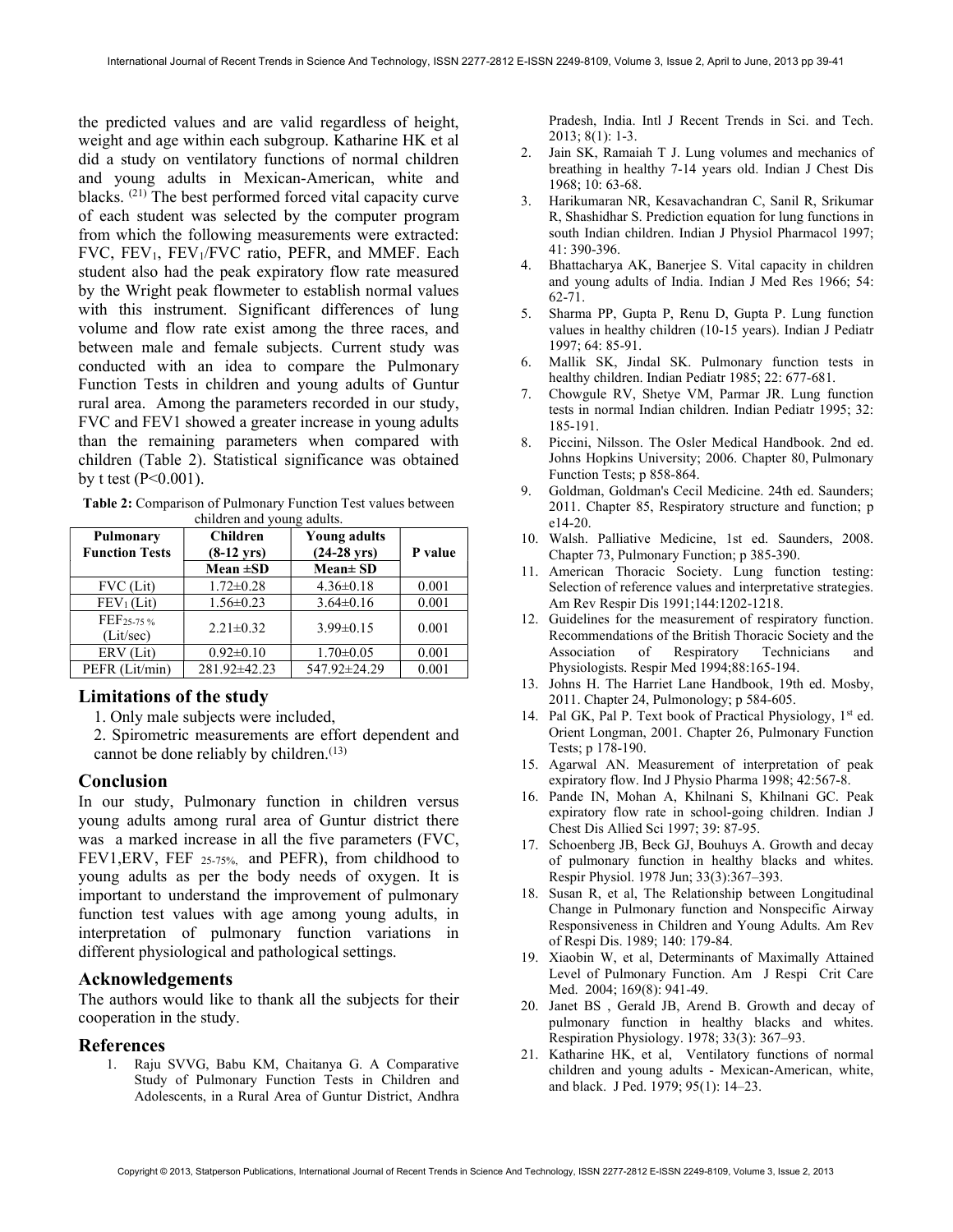the predicted values and are valid regardless of height, weight and age within each subgroup. Katharine HK et al did a study on ventilatory functions of normal children and young adults in Mexican-American, white and blacks. [21] The best performed forced vital capacity curve of each student was selected by the computer program from which the following measurements were extracted: FVC, $FEV_1$, $FEV_1$/FVC ratio, PEFR, and MMEF. Each student also had the peak expiratory flow rate measured by the Wright peak flowmeter to establish normal values with this instrument. Significant differences of lung volume and flow rate exist among the three races, and between male and female subjects. Current study was conducted with an idea to compare the Pulmonary Function Tests in children and young adults of Guntur rural area. Among the parameters recorded in our study, FVC and FEV1 showed a greater increase in young adults than the remaining parameters when compared with children (Table 2). Statistical significance was obtained by t test (P<0.001).

**Table 2:** Comparison of Pulmonary Function Test values between children and young adults.

| Pulmonary Function Tests | Children (8-12 yrs) | Young adults (24-28 yrs) | P value |
|---|---|---|---|
| | Mean ±SD | Mean± SD | |
| FVC (Lit) | 1.72±0.28 | 4.36±0.18 | 0.001 |
| $FEV_1$ (Lit) | 1.56±0.23 | 3.64±0.16 | 0.001 |
| $FEF_{25-75\ \%}$ (Lit/sec) | 2.21±0.32 | 3.99±0.15 | 0.001 |
| ERV (Lit) | 0.92±0.10 | 1.70±0.05 | 0.001 |
| PEFR (Lit/min) | 281.92±42.23 | 547.92±24.29 | 0.001 |

## Limitations of the study

1. Only male subjects were included,
2. Spirometric measurements are effort dependent and cannot be done reliably by children.[13]

## Conclusion

In our study, Pulmonary function in children versus young adults among rural area of Guntur district there was a marked increase in all the five parameters (FVC, FEV1,ERV, $FEF_{25-75\%}$, and PEFR), from childhood to young adults as per the body needs of oxygen. It is important to understand the improvement of pulmonary function test values with age among young adults, in interpretation of pulmonary function variations in different physiological and pathological settings.

## Acknowledgements

The authors would like to thank all the subjects for their cooperation in the study.

## References

1. Raju SVVG, Babu KM, Chaitanya G. A Comparative Study of Pulmonary Function Tests in Children and Adolescents, in a Rural Area of Guntur District, Andhra Pradesh, India. Intl J Recent Trends in Sci. and Tech. 2013; 8(1): 1-3.
2. Jain SK, Ramaiah T J. Lung volumes and mechanics of breathing in healthy 7-14 years old. Indian J Chest Dis 1968; 10: 63-68.
3. Harikumaran NR, Kesavachandran C, Sanil R, Srikumar R, Shashidhar S. Prediction equation for lung functions in south Indian children. Indian J Physiol Pharmacol 1997; 41: 390-396.
4. Bhattacharya AK, Banerjee S. Vital capacity in children and young adults of India. Indian J Med Res 1966; 54: 62-71.
5. Sharma PP, Gupta P, Renu D, Gupta P. Lung function values in healthy children (10-15 years). Indian J Pediatr 1997; 64: 85-91.
6. Mallik SK, Jindal SK. Pulmonary function tests in healthy children. Indian Pediatr 1985; 22: 677-681.
7. Chowgule RV, Shetye VM, Parmar JR. Lung function tests in normal Indian children. Indian Pediatr 1995; 32: 185-191.
8. Piccini, Nilsson. The Osler Medical Handbook. 2nd ed. Johns Hopkins University; 2006. Chapter 80, Pulmonary Function Tests; p 858-864.
9. Goldman, Goldman's Cecil Medicine. 24th ed. Saunders; 2011. Chapter 85, Respiratory structure and function; p e14-20.
10. Walsh. Palliative Medicine, 1st ed. Saunders, 2008. Chapter 73, Pulmonary Function; p 385-390.
11. American Thoracic Society. Lung function testing: Selection of reference values and interpretative strategies. Am Rev Respir Dis 1991;144:1202-1218.
12. Guidelines for the measurement of respiratory function. Recommendations of the British Thoracic Society and the Association of Respiratory Technicians and Physiologists. Respir Med 1994;88:165-194.
13. Johns H. The Harriet Lane Handbook, 19th ed. Mosby, 2011. Chapter 24, Pulmonology; p 584-605.
14. Pal GK, Pal P. Text book of Practical Physiology, 1st ed. Orient Longman, 2001. Chapter 26, Pulmonary Function Tests; p 178-190.
15. Agarwal AN. Measurement of interpretation of peak expiratory flow. Ind J Physio Pharma 1998; 42:567-8.
16. Pande IN, Mohan A, Khilnani S, Khilnani GC. Peak expiratory flow rate in school-going children. Indian J Chest Dis Allied Sci 1997; 39: 87-95.
17. Schoenberg JB, Beck GJ, Bouhuys A. Growth and decay of pulmonary function in healthy blacks and whites. Respir Physiol. 1978 Jun; 33(3):367–393.
18. Susan R, et al, The Relationship between Longitudinal Change in Pulmonary function and Nonspecific Airway Responsiveness in Children and Young Adults. Am Rev of Respi Dis. 1989; 140: 179-84.
19. Xiaobin W, et al, Determinants of Maximally Attained Level of Pulmonary Function. Am J Respi Crit Care Med. 2004; 169(8): 941-49.
20. Janet BS , Gerald JB, Arend B. Growth and decay of pulmonary function in healthy blacks and whites. Respiration Physiology. 1978; 33(3): 367–93.
21. Katharine HK, et al, Ventilatory functions of normal children and young adults - Mexican-American, white, and black. J Ped. 1979; 95(1): 14–23.